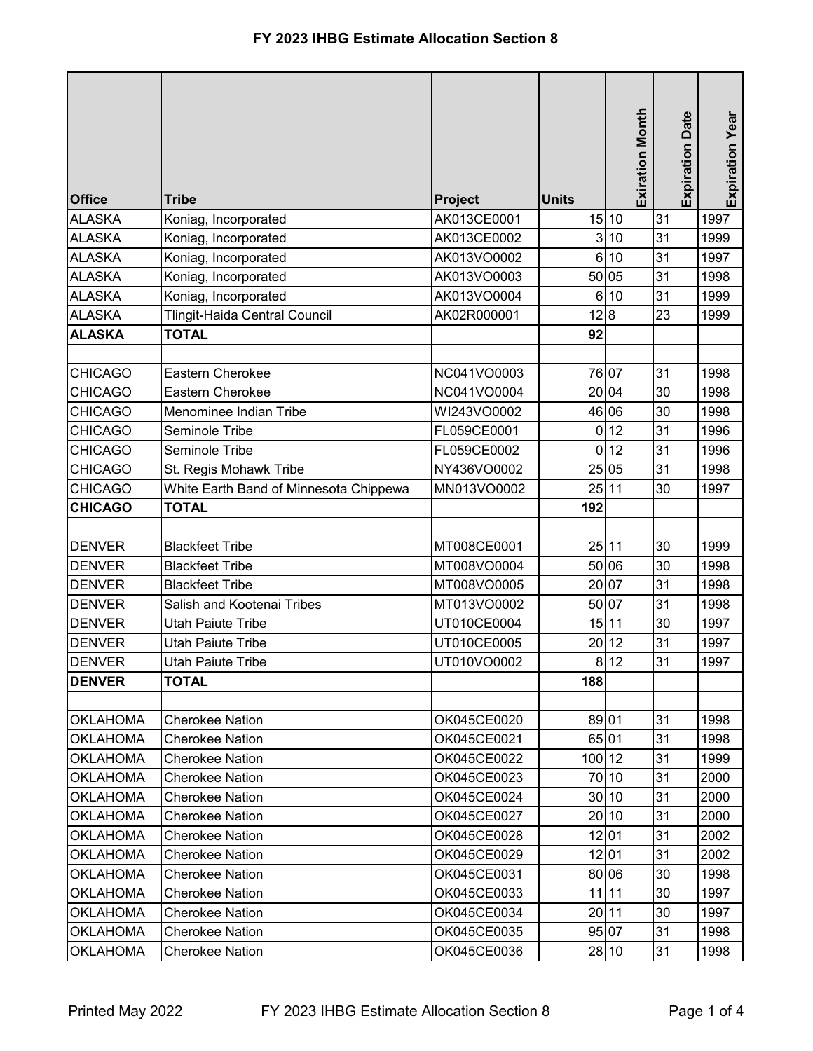# FY 2023 IHBG Estimate Allocation Section 8

| Office | Tribe | Project | Units | Exiration Month | Expiration Date | Expiration Year |
|---|---|---|---|---|---|---|
| ALASKA | Koniag, Incorporated | AK013CE0001 | 15 | 10 | 31 | 1997 |
| ALASKA | Koniag, Incorporated | AK013CE0002 | 3 | 10 | 31 | 1999 |
| ALASKA | Koniag, Incorporated | AK013VO0002 | 6 | 10 | 31 | 1997 |
| ALASKA | Koniag, Incorporated | AK013VO0003 | 50 | 05 | 31 | 1998 |
| ALASKA | Koniag, Incorporated | AK013VO0004 | 6 | 10 | 31 | 1999 |
| ALASKA | Tlingit-Haida Central Council | AK02R000001 | 12 | 8 | 23 | 1999 |
| **ALASKA** | **TOTAL** | | **92** | | | |
| | | | | | | |
| CHICAGO | Eastern Cherokee | NC041VO0003 | 76 | 07 | 31 | 1998 |
| CHICAGO | Eastern Cherokee | NC041VO0004 | 20 | 04 | 30 | 1998 |
| CHICAGO | Menominee Indian Tribe | WI243VO0002 | 46 | 06 | 30 | 1998 |
| CHICAGO | Seminole Tribe | FL059CE0001 | 0 | 12 | 31 | 1996 |
| CHICAGO | Seminole Tribe | FL059CE0002 | 0 | 12 | 31 | 1996 |
| CHICAGO | St. Regis Mohawk Tribe | NY436VO0002 | 25 | 05 | 31 | 1998 |
| CHICAGO | White Earth Band of Minnesota Chippewa | MN013VO0002 | 25 | 11 | 30 | 1997 |
| **CHICAGO** | **TOTAL** | | **192** | | | |
| | | | | | | |
| DENVER | Blackfeet Tribe | MT008CE0001 | 25 | 11 | 30 | 1999 |
| DENVER | Blackfeet Tribe | MT008VO0004 | 50 | 06 | 30 | 1998 |
| DENVER | Blackfeet Tribe | MT008VO0005 | 20 | 07 | 31 | 1998 |
| DENVER | Salish and Kootenai Tribes | MT013VO0002 | 50 | 07 | 31 | 1998 |
| DENVER | Utah Paiute Tribe | UT010CE0004 | 15 | 11 | 30 | 1997 |
| DENVER | Utah Paiute Tribe | UT010CE0005 | 20 | 12 | 31 | 1997 |
| DENVER | Utah Paiute Tribe | UT010VO0002 | 8 | 12 | 31 | 1997 |
| **DENVER** | **TOTAL** | | **188** | | | |
| | | | | | | |
| OKLAHOMA | Cherokee Nation | OK045CE0020 | 89 | 01 | 31 | 1998 |
| OKLAHOMA | Cherokee Nation | OK045CE0021 | 65 | 01 | 31 | 1998 |
| OKLAHOMA | Cherokee Nation | OK045CE0022 | 100 | 12 | 31 | 1999 |
| OKLAHOMA | Cherokee Nation | OK045CE0023 | 70 | 10 | 31 | 2000 |
| OKLAHOMA | Cherokee Nation | OK045CE0024 | 30 | 10 | 31 | 2000 |
| OKLAHOMA | Cherokee Nation | OK045CE0027 | 20 | 10 | 31 | 2000 |
| OKLAHOMA | Cherokee Nation | OK045CE0028 | 12 | 01 | 31 | 2002 |
| OKLAHOMA | Cherokee Nation | OK045CE0029 | 12 | 01 | 31 | 2002 |
| OKLAHOMA | Cherokee Nation | OK045CE0031 | 80 | 06 | 30 | 1998 |
| OKLAHOMA | Cherokee Nation | OK045CE0033 | 11 | 11 | 30 | 1997 |
| OKLAHOMA | Cherokee Nation | OK045CE0034 | 20 | 11 | 30 | 1997 |
| OKLAHOMA | Cherokee Nation | OK045CE0035 | 95 | 07 | 31 | 1998 |
| OKLAHOMA | Cherokee Nation | OK045CE0036 | 28 | 10 | 31 | 1998 |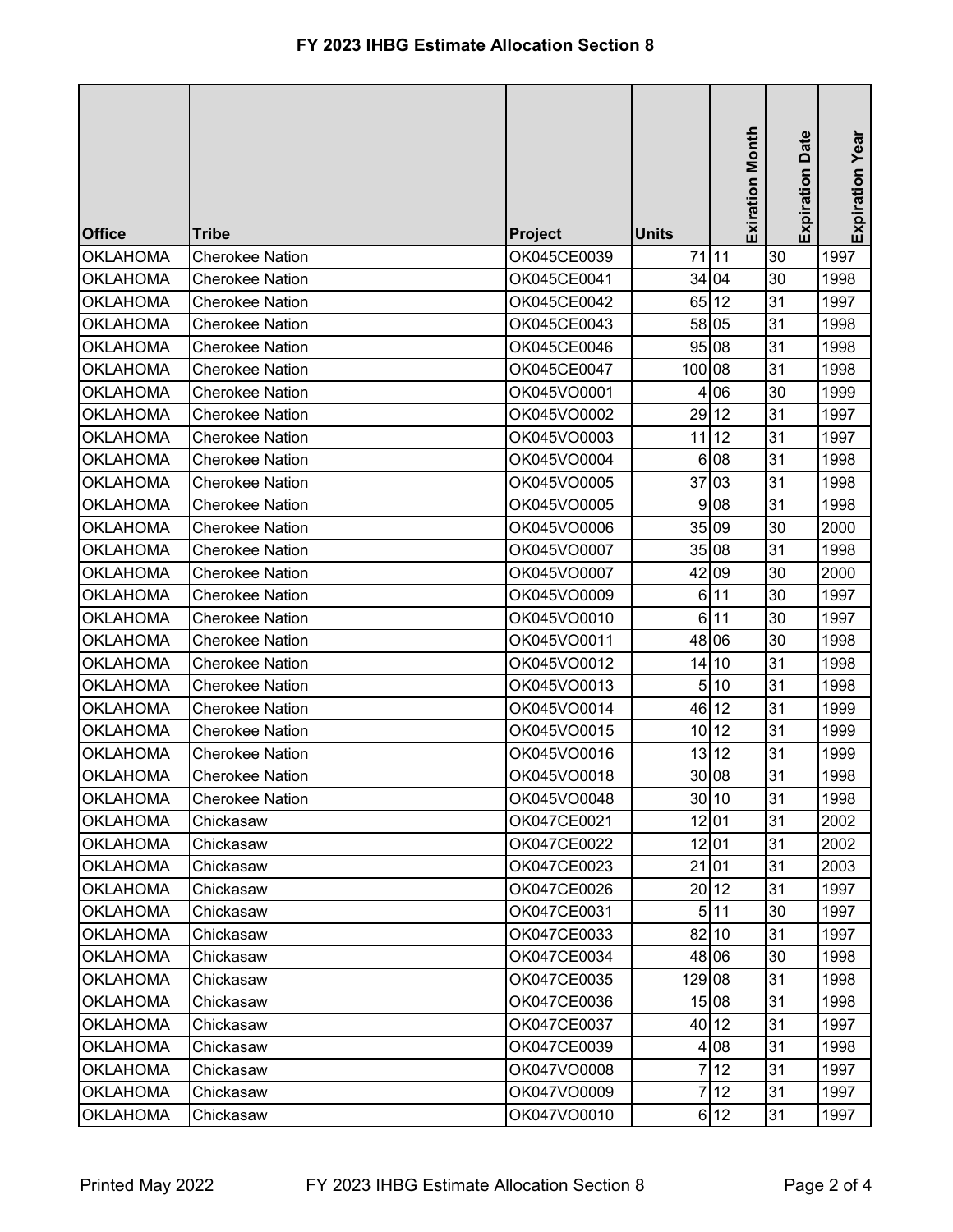# FY 2023 IHBG Estimate Allocation Section 8

| Office | Tribe | Project | Units | Exiration Month | Expiration Date | Expiration Year |
|---|---|---|---|---|---|---|
| OKLAHOMA | Cherokee Nation | OK045CE0039 | 71 | 11 | 30 | 1997 |
| OKLAHOMA | Cherokee Nation | OK045CE0041 | 34 | 04 | 30 | 1998 |
| OKLAHOMA | Cherokee Nation | OK045CE0042 | 65 | 12 | 31 | 1997 |
| OKLAHOMA | Cherokee Nation | OK045CE0043 | 58 | 05 | 31 | 1998 |
| OKLAHOMA | Cherokee Nation | OK045CE0046 | 95 | 08 | 31 | 1998 |
| OKLAHOMA | Cherokee Nation | OK045CE0047 | 100 | 08 | 31 | 1998 |
| OKLAHOMA | Cherokee Nation | OK045VO0001 | 4 | 06 | 30 | 1999 |
| OKLAHOMA | Cherokee Nation | OK045VO0002 | 29 | 12 | 31 | 1997 |
| OKLAHOMA | Cherokee Nation | OK045VO0003 | 11 | 12 | 31 | 1997 |
| OKLAHOMA | Cherokee Nation | OK045VO0004 | 6 | 08 | 31 | 1998 |
| OKLAHOMA | Cherokee Nation | OK045VO0005 | 37 | 03 | 31 | 1998 |
| OKLAHOMA | Cherokee Nation | OK045VO0005 | 9 | 08 | 31 | 1998 |
| OKLAHOMA | Cherokee Nation | OK045VO0006 | 35 | 09 | 30 | 2000 |
| OKLAHOMA | Cherokee Nation | OK045VO0007 | 35 | 08 | 31 | 1998 |
| OKLAHOMA | Cherokee Nation | OK045VO0007 | 42 | 09 | 30 | 2000 |
| OKLAHOMA | Cherokee Nation | OK045VO0009 | 6 | 11 | 30 | 1997 |
| OKLAHOMA | Cherokee Nation | OK045VO0010 | 6 | 11 | 30 | 1997 |
| OKLAHOMA | Cherokee Nation | OK045VO0011 | 48 | 06 | 30 | 1998 |
| OKLAHOMA | Cherokee Nation | OK045VO0012 | 14 | 10 | 31 | 1998 |
| OKLAHOMA | Cherokee Nation | OK045VO0013 | 5 | 10 | 31 | 1998 |
| OKLAHOMA | Cherokee Nation | OK045VO0014 | 46 | 12 | 31 | 1999 |
| OKLAHOMA | Cherokee Nation | OK045VO0015 | 10 | 12 | 31 | 1999 |
| OKLAHOMA | Cherokee Nation | OK045VO0016 | 13 | 12 | 31 | 1999 |
| OKLAHOMA | Cherokee Nation | OK045VO0018 | 30 | 08 | 31 | 1998 |
| OKLAHOMA | Cherokee Nation | OK045VO0048 | 30 | 10 | 31 | 1998 |
| OKLAHOMA | Chickasaw | OK047CE0021 | 12 | 01 | 31 | 2002 |
| OKLAHOMA | Chickasaw | OK047CE0022 | 12 | 01 | 31 | 2002 |
| OKLAHOMA | Chickasaw | OK047CE0023 | 21 | 01 | 31 | 2003 |
| OKLAHOMA | Chickasaw | OK047CE0026 | 20 | 12 | 31 | 1997 |
| OKLAHOMA | Chickasaw | OK047CE0031 | 5 | 11 | 30 | 1997 |
| OKLAHOMA | Chickasaw | OK047CE0033 | 82 | 10 | 31 | 1997 |
| OKLAHOMA | Chickasaw | OK047CE0034 | 48 | 06 | 30 | 1998 |
| OKLAHOMA | Chickasaw | OK047CE0035 | 129 | 08 | 31 | 1998 |
| OKLAHOMA | Chickasaw | OK047CE0036 | 15 | 08 | 31 | 1998 |
| OKLAHOMA | Chickasaw | OK047CE0037 | 40 | 12 | 31 | 1997 |
| OKLAHOMA | Chickasaw | OK047CE0039 | 4 | 08 | 31 | 1998 |
| OKLAHOMA | Chickasaw | OK047VO0008 | 7 | 12 | 31 | 1997 |
| OKLAHOMA | Chickasaw | OK047VO0009 | 7 | 12 | 31 | 1997 |
| OKLAHOMA | Chickasaw | OK047VO0010 | 6 | 12 | 31 | 1997 |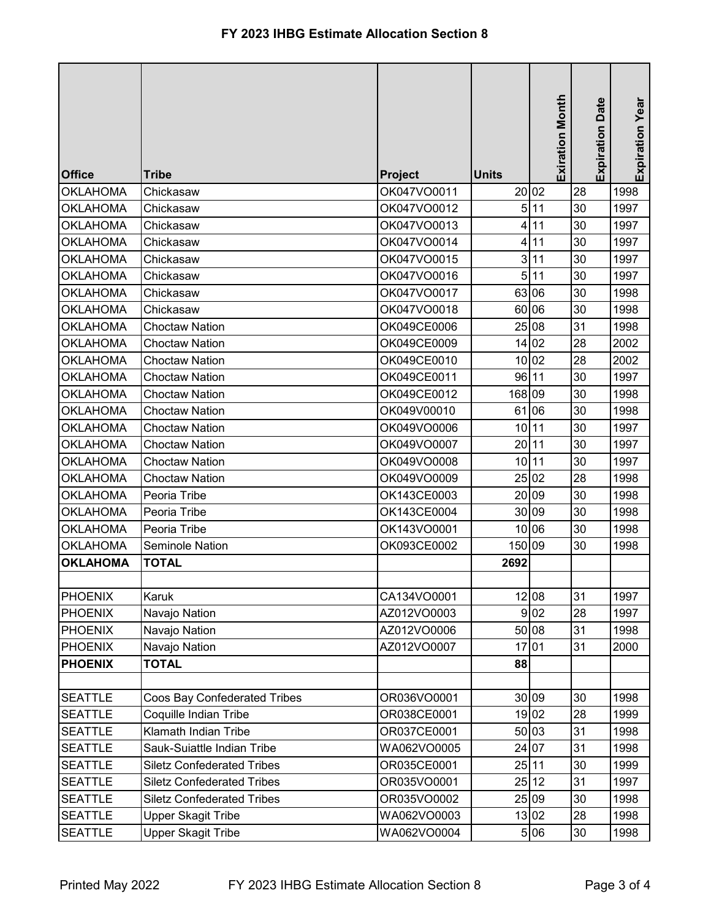# FY 2023 IHBG Estimate Allocation Section 8

| Office | Tribe | Project | Units | Exiration Month | Expiration Date | Expiration Year |
|---|---|---|---|---|---|---|
| OKLAHOMA | Chickasaw | OK047VO0011 | 20 | 02 | 28 | 1998 |
| OKLAHOMA | Chickasaw | OK047VO0012 | 5 | 11 | 30 | 1997 |
| OKLAHOMA | Chickasaw | OK047VO0013 | 4 | 11 | 30 | 1997 |
| OKLAHOMA | Chickasaw | OK047VO0014 | 4 | 11 | 30 | 1997 |
| OKLAHOMA | Chickasaw | OK047VO0015 | 3 | 11 | 30 | 1997 |
| OKLAHOMA | Chickasaw | OK047VO0016 | 5 | 11 | 30 | 1997 |
| OKLAHOMA | Chickasaw | OK047VO0017 | 63 | 06 | 30 | 1998 |
| OKLAHOMA | Chickasaw | OK047VO0018 | 60 | 06 | 30 | 1998 |
| OKLAHOMA | Choctaw Nation | OK049CE0006 | 25 | 08 | 31 | 1998 |
| OKLAHOMA | Choctaw Nation | OK049CE0009 | 14 | 02 | 28 | 2002 |
| OKLAHOMA | Choctaw Nation | OK049CE0010 | 10 | 02 | 28 | 2002 |
| OKLAHOMA | Choctaw Nation | OK049CE0011 | 96 | 11 | 30 | 1997 |
| OKLAHOMA | Choctaw Nation | OK049CE0012 | 168 | 09 | 30 | 1998 |
| OKLAHOMA | Choctaw Nation | OK049V00010 | 61 | 06 | 30 | 1998 |
| OKLAHOMA | Choctaw Nation | OK049VO0006 | 10 | 11 | 30 | 1997 |
| OKLAHOMA | Choctaw Nation | OK049VO0007 | 20 | 11 | 30 | 1997 |
| OKLAHOMA | Choctaw Nation | OK049VO0008 | 10 | 11 | 30 | 1997 |
| OKLAHOMA | Choctaw Nation | OK049VO0009 | 25 | 02 | 28 | 1998 |
| OKLAHOMA | Peoria Tribe | OK143CE0003 | 20 | 09 | 30 | 1998 |
| OKLAHOMA | Peoria Tribe | OK143CE0004 | 30 | 09 | 30 | 1998 |
| OKLAHOMA | Peoria Tribe | OK143VO0001 | 10 | 06 | 30 | 1998 |
| OKLAHOMA | Seminole Nation | OK093CE0002 | 150 | 09 | 30 | 1998 |
| **OKLAHOMA** | **TOTAL** | | **2692** | | | |
| | | | | | | |
| PHOENIX | Karuk | CA134VO0001 | 12 | 08 | 31 | 1997 |
| PHOENIX | Navajo Nation | AZ012VO0003 | 9 | 02 | 28 | 1997 |
| PHOENIX | Navajo Nation | AZ012VO0006 | 50 | 08 | 31 | 1998 |
| PHOENIX | Navajo Nation | AZ012VO0007 | 17 | 01 | 31 | 2000 |
| **PHOENIX** | **TOTAL** | | **88** | | | |
| | | | | | | |
| SEATTLE | Coos Bay Confederated Tribes | OR036VO0001 | 30 | 09 | 30 | 1998 |
| SEATTLE | Coquille Indian Tribe | OR038CE0001 | 19 | 02 | 28 | 1999 |
| SEATTLE | Klamath Indian Tribe | OR037CE0001 | 50 | 03 | 31 | 1998 |
| SEATTLE | Sauk-Suiattle Indian Tribe | WA062VO0005 | 24 | 07 | 31 | 1998 |
| SEATTLE | Siletz Confederated Tribes | OR035CE0001 | 25 | 11 | 30 | 1999 |
| SEATTLE | Siletz Confederated Tribes | OR035VO0001 | 25 | 12 | 31 | 1997 |
| SEATTLE | Siletz Confederated Tribes | OR035VO0002 | 25 | 09 | 30 | 1998 |
| SEATTLE | Upper Skagit Tribe | WA062VO0003 | 13 | 02 | 28 | 1998 |
| SEATTLE | Upper Skagit Tribe | WA062VO0004 | 5 | 06 | 30 | 1998 |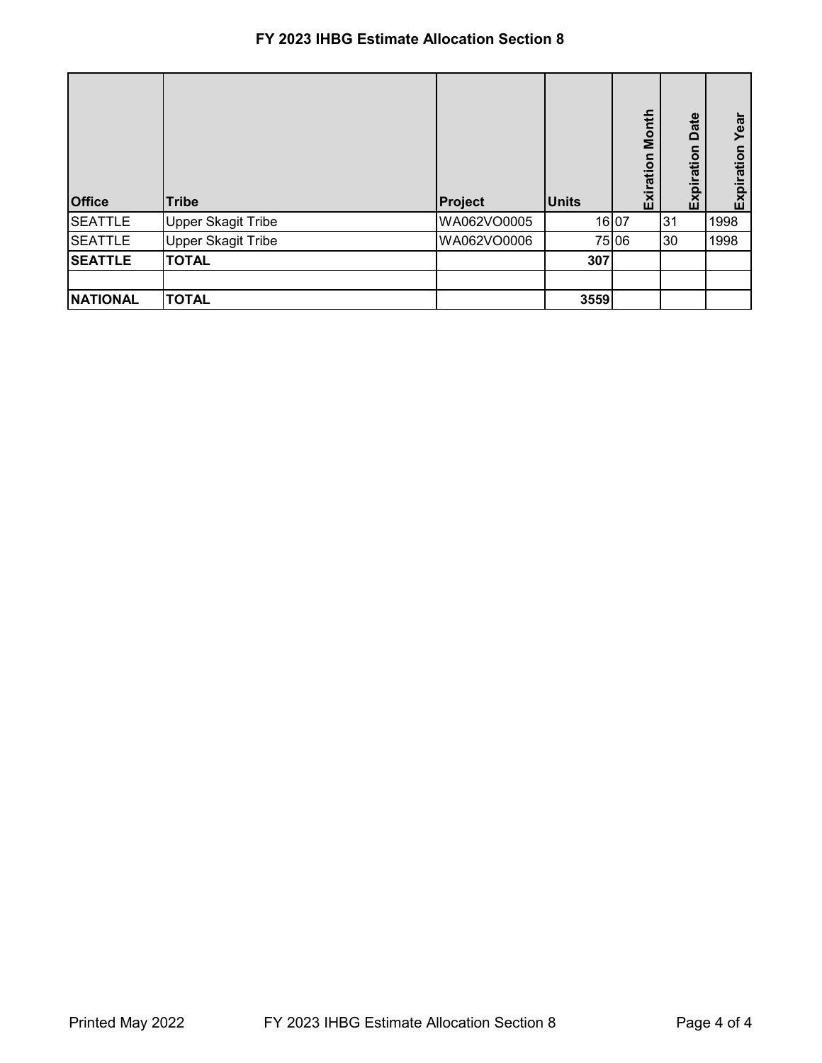## FY 2023 IHBG Estimate Allocation Section 8

| Office | Tribe | Project | Units | Exiration Month | Expiration Date | Expiration Year |
|---|---|---|---|---|---|---|
| SEATTLE | Upper Skagit Tribe | WA062VO0005 | 16 | 07 | 31 | 1998 |
| SEATTLE | Upper Skagit Tribe | WA062VO0006 | 75 | 06 | 30 | 1998 |
| **SEATTLE** | **TOTAL** | | **307** | | | |
| | | | | | | |
| **NATIONAL** | **TOTAL** | | **3559** | | | |